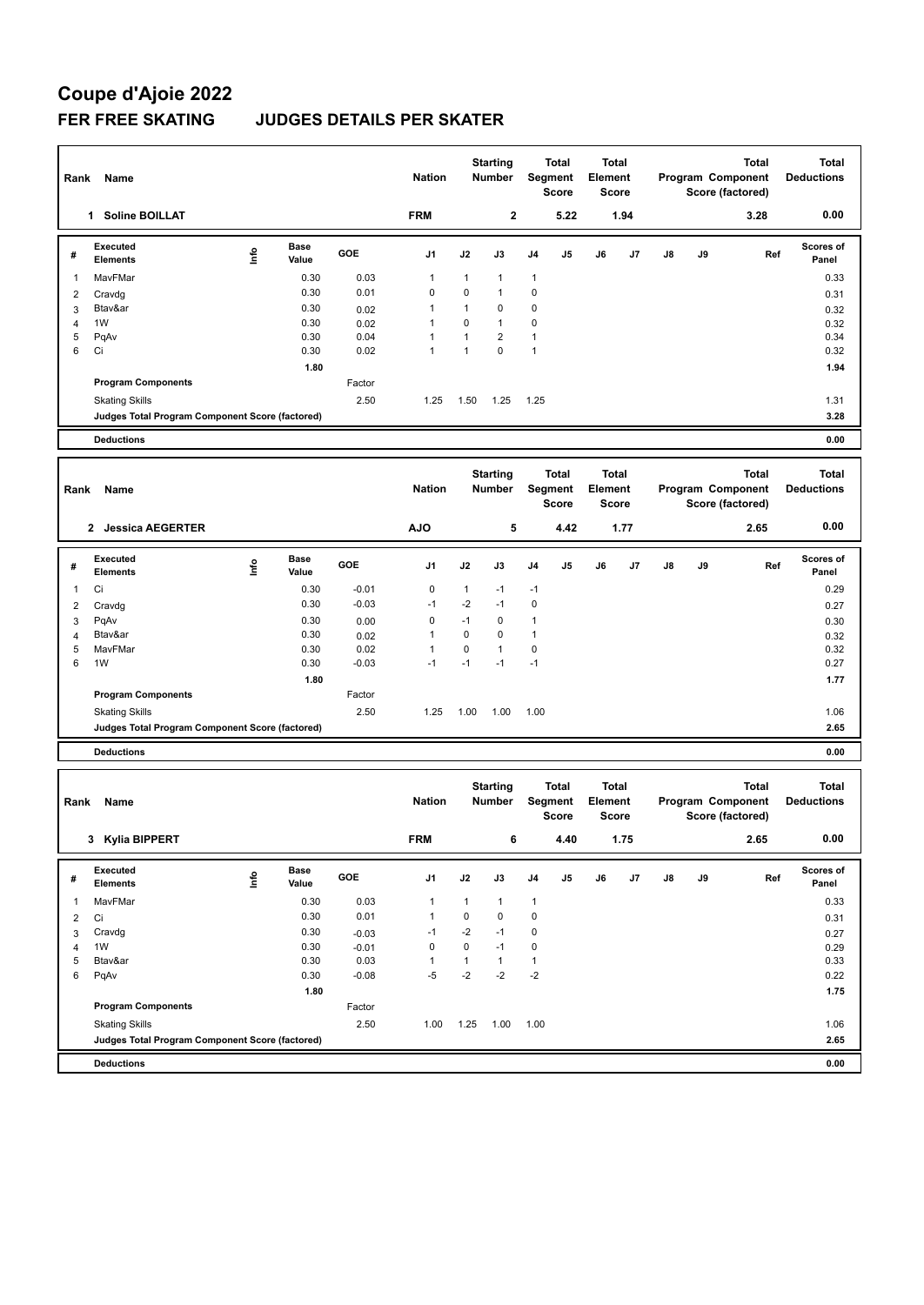# Coupe d'Ajoie 2022

## FER FREE SKATING JUDGES DETAILS PER SKATER

| Rank | Name | Nation | Starting Number | Total Segment Score | Total Element Score | Total Program Component Score (factored) | Total Deductions |
|---|---|---|---|---|---|---|---|
| 1 | Soline BOILLAT | FRM | 2 | 5.22 | 1.94 | 3.28 | 0.00 |

| # | Executed Elements | Info | Base Value | GOE | J1 | J2 | J3 | J4 | J5 | J6 | J7 | J8 | J9 | Ref | Scores of Panel |
|---|---|---|---|---|---|---|---|---|---|---|---|---|---|---|---|
| 1 | MavFMar | | 0.30 | 0.03 | 1 | 1 | 1 | 1 | | | | | | | 0.33 |
| 2 | Cravdg | | 0.30 | 0.01 | 0 | 0 | 1 | 0 | | | | | | | 0.31 |
| 3 | Btav&ar | | 0.30 | 0.02 | 1 | 1 | 0 | 0 | | | | | | | 0.32 |
| 4 | 1W | | 0.30 | 0.02 | 1 | 0 | 1 | 0 | | | | | | | 0.32 |
| 5 | PqAv | | 0.30 | 0.04 | 1 | 1 | 2 | 1 | | | | | | | 0.34 |
| 6 | Ci | | 0.30 | 0.02 | 1 | 1 | 0 | 1 | | | | | | | 0.32 |
| | | | 1.80 | | | | | | | | | | | | 1.94 |
| | Program Components | | | Factor | | | | | | | | | | | |
| | Skating Skills | | | 2.50 | 1.25 | 1.50 | 1.25 | 1.25 | | | | | | | 1.31 |
| | Judges Total Program Component Score (factored) | | | | | | | | | | | | | | 3.28 |
| | Deductions | | | | | | | | | | | | | | 0.00 |

| Rank | Name | Nation | Starting Number | Total Segment Score | Total Element Score | Total Program Component Score (factored) | Total Deductions |
|---|---|---|---|---|---|---|---|
| 2 | Jessica AEGERTER | AJO | 5 | 4.42 | 1.77 | 2.65 | 0.00 |

| # | Executed Elements | Info | Base Value | GOE | J1 | J2 | J3 | J4 | J5 | J6 | J7 | J8 | J9 | Ref | Scores of Panel |
|---|---|---|---|---|---|---|---|---|---|---|---|---|---|---|---|
| 1 | Ci | | 0.30 | -0.01 | 0 | 1 | -1 | -1 | | | | | | | 0.29 |
| 2 | Cravdg | | 0.30 | -0.03 | -1 | -2 | -1 | 0 | | | | | | | 0.27 |
| 3 | PqAv | | 0.30 | 0.00 | 0 | -1 | 0 | 1 | | | | | | | 0.30 |
| 4 | Btav&ar | | 0.30 | 0.02 | 1 | 0 | 0 | 1 | | | | | | | 0.32 |
| 5 | MavFMar | | 0.30 | 0.02 | 1 | 0 | 1 | 0 | | | | | | | 0.32 |
| 6 | 1W | | 0.30 | -0.03 | -1 | -1 | -1 | -1 | | | | | | | 0.27 |
| | | | 1.80 | | | | | | | | | | | | 1.77 |
| | Program Components | | | Factor | | | | | | | | | | | |
| | Skating Skills | | | 2.50 | 1.25 | 1.00 | 1.00 | 1.00 | | | | | | | 1.06 |
| | Judges Total Program Component Score (factored) | | | | | | | | | | | | | | 2.65 |
| | Deductions | | | | | | | | | | | | | | 0.00 |

| Rank | Name | Nation | Starting Number | Total Segment Score | Total Element Score | Total Program Component Score (factored) | Total Deductions |
|---|---|---|---|---|---|---|---|
| 3 | Kylia BIPPERT | FRM | 6 | 4.40 | 1.75 | 2.65 | 0.00 |

| # | Executed Elements | Info | Base Value | GOE | J1 | J2 | J3 | J4 | J5 | J6 | J7 | J8 | J9 | Ref | Scores of Panel |
|---|---|---|---|---|---|---|---|---|---|---|---|---|---|---|---|
| 1 | MavFMar | | 0.30 | 0.03 | 1 | 1 | 1 | 1 | | | | | | | 0.33 |
| 2 | Ci | | 0.30 | 0.01 | 1 | 0 | 0 | 0 | | | | | | | 0.31 |
| 3 | Cravdg | | 0.30 | -0.03 | -1 | -2 | -1 | 0 | | | | | | | 0.27 |
| 4 | 1W | | 0.30 | -0.01 | 0 | 0 | -1 | 0 | | | | | | | 0.29 |
| 5 | Btav&ar | | 0.30 | 0.03 | 1 | 1 | 1 | 1 | | | | | | | 0.33 |
| 6 | PqAv | | 0.30 | -0.08 | -5 | -2 | -2 | -2 | | | | | | | 0.22 |
| | | | 1.80 | | | | | | | | | | | | 1.75 |
| | Program Components | | | Factor | | | | | | | | | | | |
| | Skating Skills | | | 2.50 | 1.00 | 1.25 | 1.00 | 1.00 | | | | | | | 1.06 |
| | Judges Total Program Component Score (factored) | | | | | | | | | | | | | | 2.65 |
| | Deductions | | | | | | | | | | | | | | 0.00 |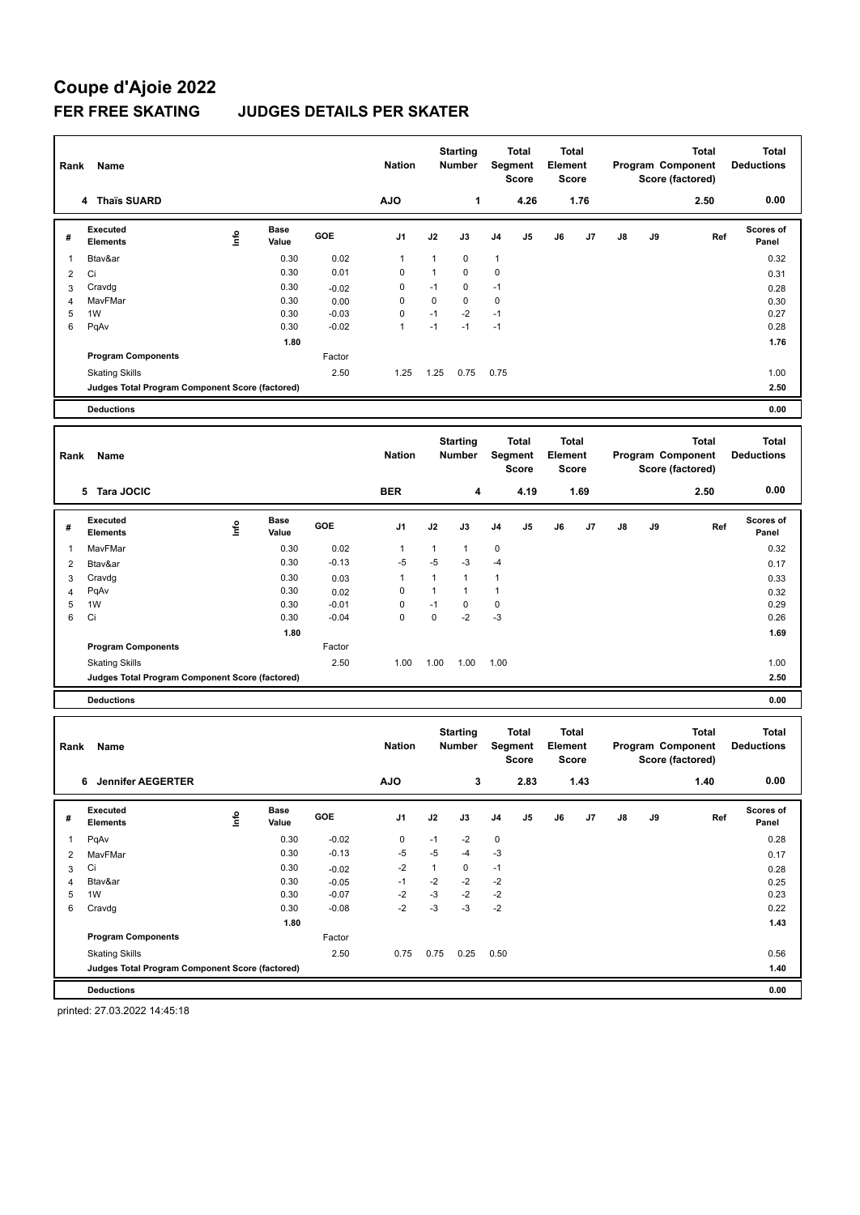# Coupe d'Ajoie 2022

## FER FREE SKATING JUDGES DETAILS PER SKATER

| Rank | Name | Nation | Starting Number | Total Segment Score | Total Element Score | Total Program Component Score (factored) | Total Deductions |
|---|---|---|---|---|---|---|---|
| 4 | Thaïs SUARD | AJO | 1 | 4.26 | 1.76 | 2.50 | 0.00 |

| # | Executed Elements | Info | Base Value | GOE | J1 | J2 | J3 | J4 | J5 | J6 | J7 | J8 | J9 | Ref | Scores of Panel |
|---|---|---|---|---|---|---|---|---|---|---|---|---|---|---|---|
| 1 | Btav&ar | | 0.30 | 0.02 | 1 | 1 | 0 | 1 | | | | | | | 0.32 |
| 2 | Ci | | 0.30 | 0.01 | 0 | 1 | 0 | 0 | | | | | | | 0.31 |
| 3 | Cravdg | | 0.30 | -0.02 | 0 | -1 | 0 | -1 | | | | | | | 0.28 |
| 4 | MavFMar | | 0.30 | 0.00 | 0 | 0 | 0 | 0 | | | | | | | 0.30 |
| 5 | 1W | | 0.30 | -0.03 | 0 | -1 | -2 | -1 | | | | | | | 0.27 |
| 6 | PqAv | | 0.30 | -0.02 | 1 | -1 | -1 | -1 | | | | | | | 0.28 |
| | | | 1.80 | | | | | | | | | | | | 1.76 |
| | Program Components | | | Factor | | | | | | | | | | | |
| | Skating Skills | | | 2.50 | 1.25 | 1.25 | 0.75 | 0.75 | | | | | | | 1.00 |
| | Judges Total Program Component Score (factored) | | | | | | | | | | | | | | 2.50 |
| | Deductions | | | | | | | | | | | | | | 0.00 |

| Rank | Name | Nation | Starting Number | Total Segment Score | Total Element Score | Total Program Component Score (factored) | Total Deductions |
|---|---|---|---|---|---|---|---|
| 5 | Tara JOCIC | BER | 4 | 4.19 | 1.69 | 2.50 | 0.00 |

| # | Executed Elements | Info | Base Value | GOE | J1 | J2 | J3 | J4 | J5 | J6 | J7 | J8 | J9 | Ref | Scores of Panel |
|---|---|---|---|---|---|---|---|---|---|---|---|---|---|---|---|
| 1 | MavFMar | | 0.30 | 0.02 | 1 | 1 | 1 | 0 | | | | | | | 0.32 |
| 2 | Btav&ar | | 0.30 | -0.13 | -5 | -5 | -3 | -4 | | | | | | | 0.17 |
| 3 | Cravdg | | 0.30 | 0.03 | 1 | 1 | 1 | 1 | | | | | | | 0.33 |
| 4 | PqAv | | 0.30 | 0.02 | 0 | 1 | 1 | 1 | | | | | | | 0.32 |
| 5 | 1W | | 0.30 | -0.01 | 0 | -1 | 0 | 0 | | | | | | | 0.29 |
| 6 | Ci | | 0.30 | -0.04 | 0 | 0 | -2 | -3 | | | | | | | 0.26 |
| | | | 1.80 | | | | | | | | | | | | 1.69 |
| | Program Components | | | Factor | | | | | | | | | | | |
| | Skating Skills | | | 2.50 | 1.00 | 1.00 | 1.00 | 1.00 | | | | | | | 1.00 |
| | Judges Total Program Component Score (factored) | | | | | | | | | | | | | | 2.50 |
| | Deductions | | | | | | | | | | | | | | 0.00 |

| Rank | Name | Nation | Starting Number | Total Segment Score | Total Element Score | Total Program Component Score (factored) | Total Deductions |
|---|---|---|---|---|---|---|---|
| 6 | Jennifer AEGERTER | AJO | 3 | 2.83 | 1.43 | 1.40 | 0.00 |

| # | Executed Elements | Info | Base Value | GOE | J1 | J2 | J3 | J4 | J5 | J6 | J7 | J8 | J9 | Ref | Scores of Panel |
|---|---|---|---|---|---|---|---|---|---|---|---|---|---|---|---|
| 1 | PqAv | | 0.30 | -0.02 | 0 | -1 | -2 | 0 | | | | | | | 0.28 |
| 2 | MavFMar | | 0.30 | -0.13 | -5 | -5 | -4 | -3 | | | | | | | 0.17 |
| 3 | Ci | | 0.30 | -0.02 | -2 | 1 | 0 | -1 | | | | | | | 0.28 |
| 4 | Btav&ar | | 0.30 | -0.05 | -1 | -2 | -2 | -2 | | | | | | | 0.25 |
| 5 | 1W | | 0.30 | -0.07 | -2 | -3 | -2 | -2 | | | | | | | 0.23 |
| 6 | Cravdg | | 0.30 | -0.08 | -2 | -3 | -3 | -2 | | | | | | | 0.22 |
| | | | 1.80 | | | | | | | | | | | | 1.43 |
| | Program Components | | | Factor | | | | | | | | | | | |
| | Skating Skills | | | 2.50 | 0.75 | 0.75 | 0.25 | 0.50 | | | | | | | 0.56 |
| | Judges Total Program Component Score (factored) | | | | | | | | | | | | | | 1.40 |
| | Deductions | | | | | | | | | | | | | | 0.00 |

printed: 27.03.2022 14:45:18